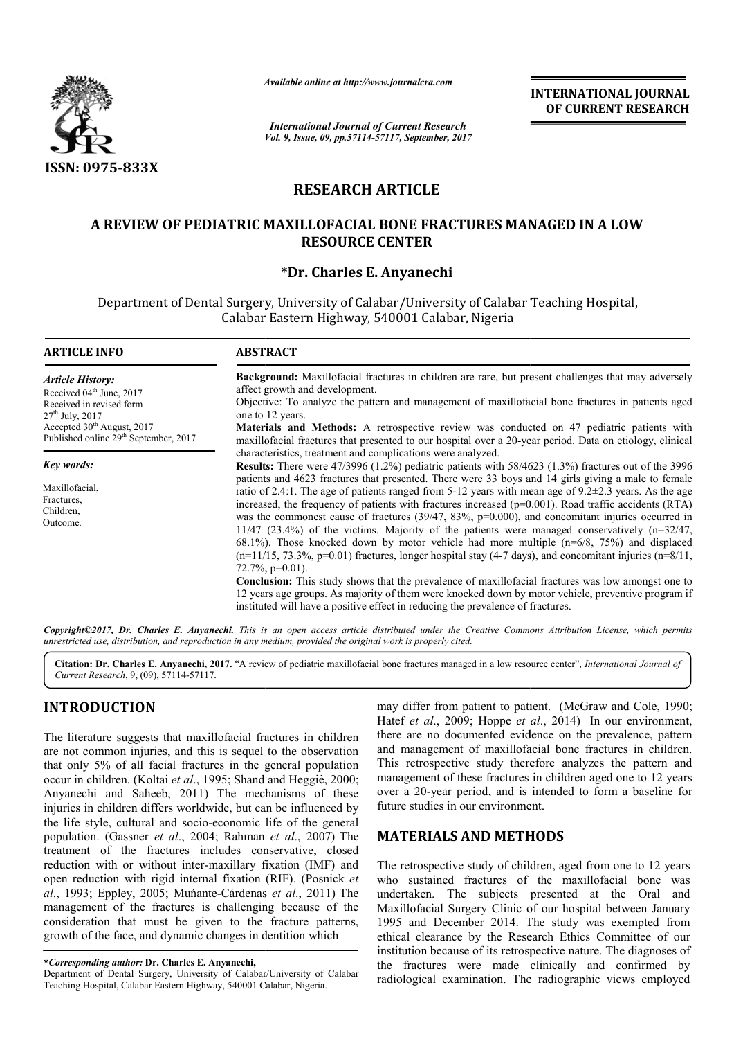# RESEARCH ARTICLE

## A REVIEW OF PEDIATRIC MAXILLOFACIAL BONE FRACTURES MANAGED IN A LOW RESOURCE CENTER

**\*Dr. Charles E. Anyanechi**

Department of Dental Surgery, University of Calabar/University of Calabar Teaching Hospital, Calabar Eastern Highway, 540001 Calabar, Nigeria

### ARTICLE INFO

*Article History:*

Received 04th June, 2017
Received in revised form 27th July, 2017
Accepted 30th August, 2017
Published online 29th September, 2017

*Key words:*

Maxillofacial,
Fractures,
Children,
Outcome.

### ABSTRACT

**Background:** Maxillofacial fractures in children are rare, but present challenges that may adversely affect growth and development.

Objective: To analyze the pattern and management of maxillofacial bone fractures in patients aged one to 12 years.

**Materials and Methods:** A retrospective review was conducted on 47 pediatric patients with maxillofacial fractures that presented to our hospital over a 20-year period. Data on etiology, clinical characteristics, treatment and complications were analyzed.

**Results:** There were 47/3996 (1.2%) pediatric patients with 58/4623 (1.3%) fractures out of the 3996 patients and 4623 fractures that presented. There were 33 boys and 14 girls giving a male to female ratio of 2.4:1. The age of patients ranged from 5-12 years with mean age of 9.2±2.3 years. As the age increased, the frequency of patients with fractures increased (p=0.001). Road traffic accidents (RTA) was the commonest cause of fractures (39/47, 83%, p=0.000), and concomitant injuries occurred in 11/47 (23.4%) of the victims. Majority of the patients were managed conservatively (n=32/47, 68.1%). Those knocked down by motor vehicle had more multiple (n=6/8, 75%) and displaced (n=11/15, 73.3%, p=0.01) fractures, longer hospital stay (4-7 days), and concomitant injuries (n=8/11, 72.7%, p=0.01).

**Conclusion:** This study shows that the prevalence of maxillofacial fractures was low amongst one to 12 years age groups. As majority of them were knocked down by motor vehicle, preventive program if instituted will have a positive effect in reducing the prevalence of fractures.

*Copyright©2017, Dr. Charles E. Anyanechi. This is an open access article distributed under the Creative Commons Attribution License, which permits unrestricted use, distribution, and reproduction in any medium, provided the original work is properly cited.*

**Citation: Dr. Charles E. Anyanechi, 2017.** "A review of pediatric maxillofacial bone fractures managed in a low resource center", *International Journal of Current Research*, 9, (09), 57114-57117.

## INTRODUCTION

The literature suggests that maxillofacial fractures in children are not common injuries, and this is sequel to the observation that only 5% of all facial fractures in the general population occur in children. (Koltai *et al*., 1995; Shand and Heggiè, 2000; Anyanechi and Saheeb, 2011) The mechanisms of these injuries in children differs worldwide, but can be influenced by the life style, cultural and socio-economic life of the general population. (Gassner *et al*., 2004; Rahman *et al*., 2007) The treatment of the fractures includes conservative, closed reduction with or without inter-maxillary fixation (IMF) and open reduction with rigid internal fixation (RIF). (Posnick *et al*., 1993; Eppley, 2005; Muńante-Cárdenas *et al*., 2011) The management of the fractures is challenging because of the consideration that must be given to the fracture patterns, growth of the face, and dynamic changes in dentition which may differ from patient to patient. (McGraw and Cole, 1990; Hatef *et al*., 2009; Hoppe *et al*., 2014) In our environment, there are no documented evidence on the prevalence, pattern and management of maxillofacial bone fractures in children. This retrospective study therefore analyzes the pattern and management of these fractures in children aged one to 12 years over a 20-year period, and is intended to form a baseline for future studies in our environment.

## MATERIALS AND METHODS

The retrospective study of children, aged from one to 12 years who sustained fractures of the maxillofacial bone was undertaken. The subjects presented at the Oral and Maxillofacial Surgery Clinic of our hospital between January 1995 and December 2014. The study was exempted from ethical clearance by the Research Ethics Committee of our institution because of its retrospective nature. The diagnoses of the fractures were made clinically and confirmed by radiological examination. The radiographic views employed

\**Corresponding author:* **Dr. Charles E. Anyanechi,**
Department of Dental Surgery, University of Calabar/University of Calabar Teaching Hospital, Calabar Eastern Highway, 540001 Calabar, Nigeria.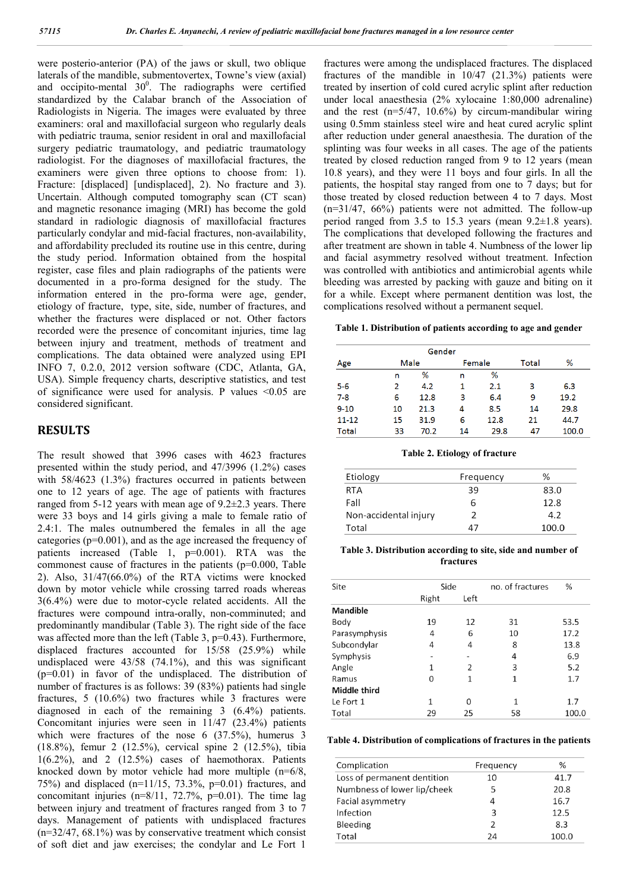were posterio-anterior (PA) of the jaws or skull, two oblique laterals of the mandible, submentovertex, Towne's view (axial) and occipito-mental $30^0$. The radiographs were certified standardized by the Calabar branch of the Association of Radiologists in Nigeria. The images were evaluated by three examiners: oral and maxillofacial surgeon who regularly deals with pediatric trauma, senior resident in oral and maxillofacial surgery pediatric traumatology, and pediatric traumatology radiologist. For the diagnoses of maxillofacial fractures, the examiners were given three options to choose from: 1). Fracture: [displaced] [undisplaced], 2). No fracture and 3). Uncertain. Although computed tomography scan (CT scan) and magnetic resonance imaging (MRI) has become the gold standard in radiologic diagnosis of maxillofacial fractures particularly condylar and mid-facial fractures, non-availability, and affordability precluded its routine use in this centre, during the study period. Information obtained from the hospital register, case files and plain radiographs of the patients were documented in a pro-forma designed for the study. The information entered in the pro-forma were age, gender, etiology of fracture, type, site, side, number of fractures, and whether the fractures were displaced or not. Other factors recorded were the presence of concomitant injuries, time lag between injury and treatment, methods of treatment and complications. The data obtained were analyzed using EPI INFO 7, 0.2.0, 2012 version software (CDC, Atlanta, GA, USA). Simple frequency charts, descriptive statistics, and test of significance were used for analysis. P values <0.05 are considered significant.

## RESULTS

The result showed that 3996 cases with 4623 fractures presented within the study period, and 47/3996 (1.2%) cases with 58/4623 (1.3%) fractures occurred in patients between one to 12 years of age. The age of patients with fractures ranged from 5-12 years with mean age of 9.2±2.3 years. There were 33 boys and 14 girls giving a male to female ratio of 2.4:1. The males outnumbered the females in all the age categories ($p=0.001$), and as the age increased the frequency of patients increased (Table 1, $p=0.001$). RTA was the commonest cause of fractures in the patients ($p=0.000$, Table 2). Also, 31/47(66.0%) of the RTA victims were knocked down by motor vehicle while crossing tarred roads whereas 3(6.4%) were due to motor-cycle related accidents. All the fractures were compound intra-orally, non-comminuted; and predominantly mandibular (Table 3). The right side of the face was affected more than the left (Table 3, $p=0.43$). Furthermore, displaced fractures accounted for 15/58 (25.9%) while undisplaced were 43/58 (74.1%), and this was significant ($p=0.01$) in favor of the undisplaced. The distribution of number of fractures is as follows: 39 (83%) patients had single fractures, 5 (10.6%) two fractures while 3 fractures were diagnosed in each of the remaining 3 (6.4%) patients. Concomitant injuries were seen in 11/47 (23.4%) patients which were fractures of the nose 6 (37.5%), humerus 3 (18.8%), femur 2 (12.5%), cervical spine 2 (12.5%), tibia 1(6.2%), and 2 (12.5%) cases of haemothorax. Patients knocked down by motor vehicle had more multiple (n=6/8, 75%) and displaced (n=11/15, 73.3%, $p=0.01$) fractures, and concomitant injuries (n=8/11, 72.7%, $p=0.01$). The time lag between injury and treatment of fractures ranged from 3 to 7 days. Management of patients with undisplaced fractures (n=32/47, 68.1%) was by conservative treatment which consist of soft diet and jaw exercises; the condylar and Le Fort 1 fractures were among the undisplaced fractures. The displaced fractures of the mandible in 10/47 (21.3%) patients were treated by insertion of cold cured acrylic splint after reduction under local anaesthesia (2% xylocaine 1:80,000 adrenaline) and the rest (n=5/47, 10.6%) by circum-mandibular wiring using 0.5mm stainless steel wire and heat cured acrylic splint after reduction under general anaesthesia. The duration of the splinting was four weeks in all cases. The age of the patients treated by closed reduction ranged from 9 to 12 years (mean 10.8 years), and they were 11 boys and four girls. In all the patients, the hospital stay ranged from one to 7 days; but for those treated by closed reduction between 4 to 7 days. Most (n=31/47, 66%) patients were not admitted. The follow-up period ranged from 3.5 to 15.3 years (mean 9.2±1.8 years). The complications that developed following the fractures and after treatment are shown in table 4. Numbness of the lower lip and facial asymmetry resolved without treatment. Infection was controlled with antibiotics and antimicrobial agents while bleeding was arrested by packing with gauze and biting on it for a while. Except where permanent dentition was lost, the complications resolved without a permanent sequel.

**Table 1. Distribution of patients according to age and gender**

| Age | Gender | | | | | |
|---|---|---|---|---|---|---|
| | Male | | Female | | Total | % |
| | n | % | n | % | | |
| 5-6 | 2 | 4.2 | 1 | 2.1 | 3 | 6.3 |
| 7-8 | 6 | 12.8 | 3 | 6.4 | 9 | 19.2 |
| 9-10 | 10 | 21.3 | 4 | 8.5 | 14 | 29.8 |
| 11-12 | 15 | 31.9 | 6 | 12.8 | 21 | 44.7 |
| Total | 33 | 70.2 | 14 | 29.8 | 47 | 100.0 |

**Table 2. Etiology of fracture**

| Etiology | Frequency | % |
|---|---|---|
| RTA | 39 | 83.0 |
| Fall | 6 | 12.8 |
| Non-accidental injury | 2 | 4.2 |
| Total | 47 | 100.0 |

**Table 3. Distribution according to site, side and number of fractures**

| Site | Side | | no. of fractures | % |
|---|---|---|---|---|
| | Right | Left | | |
| **Mandible** | | | | |
| Body | 19 | 12 | 31 | 53.5 |
| Parasymphysis | 4 | 6 | 10 | 17.2 |
| Subcondylar | 4 | 4 | 8 | 13.8 |
| Symphysis | - | - | 4 | 6.9 |
| Angle | 1 | 2 | 3 | 5.2 |
| Ramus | 0 | 1 | 1 | 1.7 |
| **Middle third** | | | | |
| Le Fort 1 | 1 | 0 | 1 | 1.7 |
| Total | 29 | 25 | 58 | 100.0 |

**Table 4. Distribution of complications of fractures in the patients**

| Complication | Frequency | % |
|---|---|---|
| Loss of permanent dentition | 10 | 41.7 |
| Numbness of lower lip/cheek | 5 | 20.8 |
| Facial asymmetry | 4 | 16.7 |
| Infection | 3 | 12.5 |
| Bleeding | 2 | 8.3 |
| Total | 24 | 100.0 |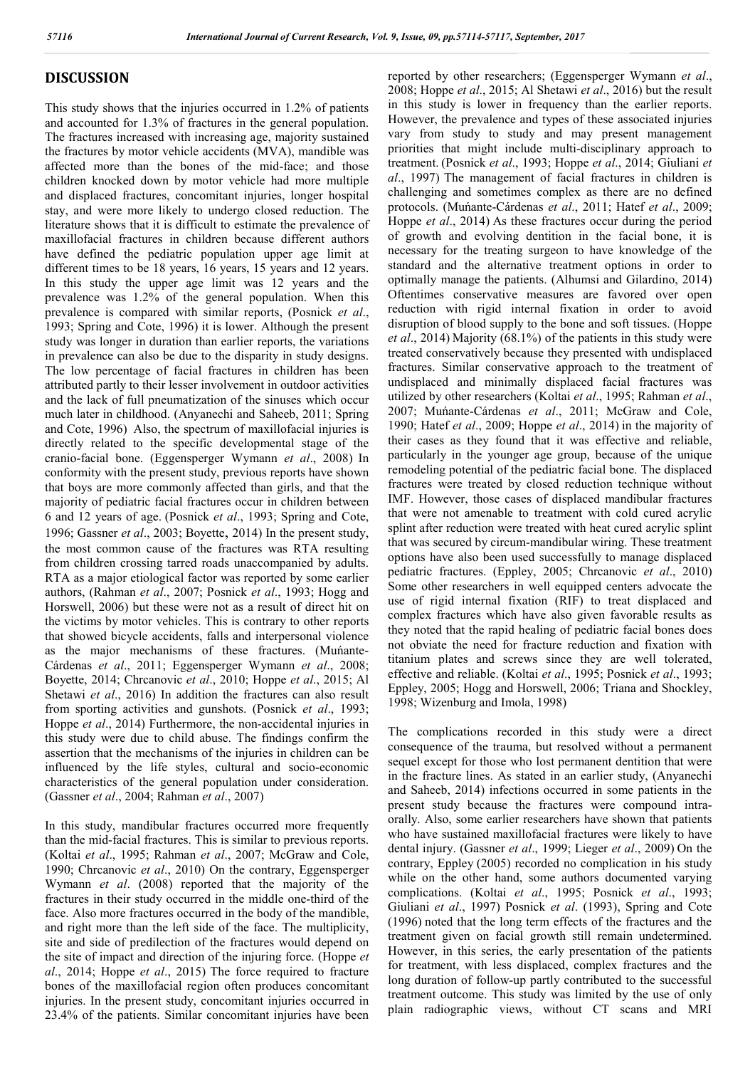# DISCUSSION

This study shows that the injuries occurred in 1.2% of patients and accounted for 1.3% of fractures in the general population. The fractures increased with increasing age, majority sustained the fractures by motor vehicle accidents (MVA), mandible was affected more than the bones of the mid-face; and those children knocked down by motor vehicle had more multiple and displaced fractures, concomitant injuries, longer hospital stay, and were more likely to undergo closed reduction. The literature shows that it is difficult to estimate the prevalence of maxillofacial fractures in children because different authors have defined the pediatric population upper age limit at different times to be 18 years, 16 years, 15 years and 12 years. In this study the upper age limit was 12 years and the prevalence was 1.2% of the general population. When this prevalence is compared with similar reports, (Posnick *et al*., 1993; Spring and Cote, 1996) it is lower. Although the present study was longer in duration than earlier reports, the variations in prevalence can also be due to the disparity in study designs. The low percentage of facial fractures in children has been attributed partly to their lesser involvement in outdoor activities and the lack of full pneumatization of the sinuses which occur much later in childhood. (Anyanechi and Saheeb, 2011; Spring and Cote, 1996) Also, the spectrum of maxillofacial injuries is directly related to the specific developmental stage of the cranio-facial bone. (Eggensperger Wymann *et al*., 2008) In conformity with the present study, previous reports have shown that boys are more commonly affected than girls, and that the majority of pediatric facial fractures occur in children between 6 and 12 years of age. (Posnick *et al*., 1993; Spring and Cote, 1996; Gassner *et al*., 2003; Boyette, 2014) In the present study, the most common cause of the fractures was RTA resulting from children crossing tarred roads unaccompanied by adults. RTA as a major etiological factor was reported by some earlier authors, (Rahman *et al*., 2007; Posnick *et al*., 1993; Hogg and Horswell, 2006) but these were not as a result of direct hit on the victims by motor vehicles. This is contrary to other reports that showed bicycle accidents, falls and interpersonal violence as the major mechanisms of these fractures. (Muńante-Cárdenas *et al*., 2011; Eggensperger Wymann *et al*., 2008; Boyette, 2014; Chrcanovic *et al*., 2010; Hoppe *et al*., 2015; Al Shetawi *et al*., 2016) In addition the fractures can also result from sporting activities and gunshots. (Posnick *et al*., 1993; Hoppe *et al*., 2014) Furthermore, the non-accidental injuries in this study were due to child abuse. The findings confirm the assertion that the mechanisms of the injuries in children can be influenced by the life styles, cultural and socio-economic characteristics of the general population under consideration. (Gassner *et al*., 2004; Rahman *et al*., 2007)

In this study, mandibular fractures occurred more frequently than the mid-facial fractures. This is similar to previous reports. (Koltai *et al*., 1995; Rahman *et al*., 2007; McGraw and Cole, 1990; Chrcanovic *et al*., 2010) On the contrary, Eggensperger Wymann *et al*. (2008) reported that the majority of the fractures in their study occurred in the middle one-third of the face. Also more fractures occurred in the body of the mandible, and right more than the left side of the face. The multiplicity, site and side of predilection of the fractures would depend on the site of impact and direction of the injuring force. (Hoppe *et al*., 2014; Hoppe *et al*., 2015) The force required to fracture bones of the maxillofacial region often produces concomitant injuries. In the present study, concomitant injuries occurred in 23.4% of the patients. Similar concomitant injuries have been reported by other researchers; (Eggensperger Wymann *et al*., 2008; Hoppe *et al*., 2015; Al Shetawi *et al*., 2016) but the result in this study is lower in frequency than the earlier reports. However, the prevalence and types of these associated injuries vary from study to study and may present management priorities that might include multi-disciplinary approach to treatment. (Posnick *et al*., 1993; Hoppe *et al*., 2014; Giuliani *et al*., 1997) The management of facial fractures in children is challenging and sometimes complex as there are no defined protocols. (Muńante-Cárdenas *et al*., 2011; Hatef *et al*., 2009; Hoppe *et al*., 2014) As these fractures occur during the period of growth and evolving dentition in the facial bone, it is necessary for the treating surgeon to have knowledge of the standard and the alternative treatment options in order to optimally manage the patients. (Alhumsi and Gilardino, 2014) Oftentimes conservative measures are favored over open reduction with rigid internal fixation in order to avoid disruption of blood supply to the bone and soft tissues. (Hoppe *et al*., 2014) Majority (68.1%) of the patients in this study were treated conservatively because they presented with undisplaced fractures. Similar conservative approach to the treatment of undisplaced and minimally displaced facial fractures was utilized by other researchers (Koltai *et al*., 1995; Rahman *et al*., 2007; Muńante-Cárdenas *et al*., 2011; McGraw and Cole, 1990; Hatef *et al*., 2009; Hoppe *et al*., 2014) in the majority of their cases as they found that it was effective and reliable, particularly in the younger age group, because of the unique remodeling potential of the pediatric facial bone. The displaced fractures were treated by closed reduction technique without IMF. However, those cases of displaced mandibular fractures that were not amenable to treatment with cold cured acrylic splint after reduction were treated with heat cured acrylic splint that was secured by circum-mandibular wiring. These treatment options have also been used successfully to manage displaced pediatric fractures. (Eppley, 2005; Chrcanovic *et al*., 2010) Some other researchers in well equipped centers advocate the use of rigid internal fixation (RIF) to treat displaced and complex fractures which have also given favorable results as they noted that the rapid healing of pediatric facial bones does not obviate the need for fracture reduction and fixation with titanium plates and screws since they are well tolerated, effective and reliable. (Koltai *et al*., 1995; Posnick *et al*., 1993; Eppley, 2005; Hogg and Horswell, 2006; Triana and Shockley, 1998; Wizenburg and Imola, 1998)

The complications recorded in this study were a direct consequence of the trauma, but resolved without a permanent sequel except for those who lost permanent dentition that were in the fracture lines. As stated in an earlier study, (Anyanechi and Saheeb, 2014) infections occurred in some patients in the present study because the fractures were compound intra-orally. Also, some earlier researchers have shown that patients who have sustained maxillofacial fractures were likely to have dental injury. (Gassner *et al*., 1999; Lieger *et al*., 2009) On the contrary, Eppley (2005) recorded no complication in his study while on the other hand, some authors documented varying complications. (Koltai *et al*., 1995; Posnick *et al*., 1993; Giuliani *et al*., 1997) Posnick *et al*. (1993), Spring and Cote (1996) noted that the long term effects of the fractures and the treatment given on facial growth still remain undetermined. However, in this series, the early presentation of the patients for treatment, with less displaced, complex fractures and the long duration of follow-up partly contributed to the successful treatment outcome. This study was limited by the use of only plain radiographic views, without CT scans and MRI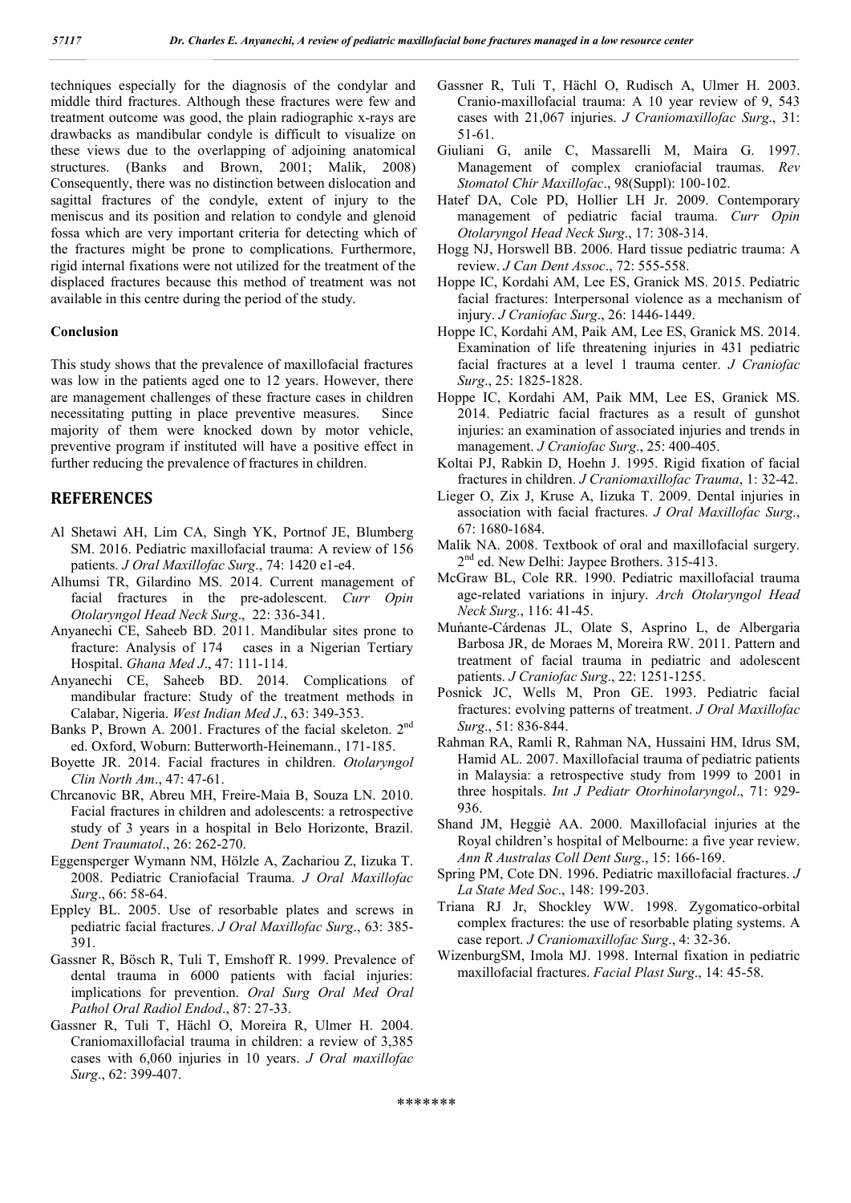techniques especially for the diagnosis of the condylar and middle third fractures. Although these fractures were few and treatment outcome was good, the plain radiographic x-rays are drawbacks as mandibular condyle is difficult to visualize on these views due to the overlapping of adjoining anatomical structures. (Banks and Brown, 2001; Malik, 2008) Consequently, there was no distinction between dislocation and sagittal fractures of the condyle, extent of injury to the meniscus and its position and relation to condyle and glenoid fossa which are very important criteria for detecting which of the fractures might be prone to complications. Furthermore, rigid internal fixations were not utilized for the treatment of the displaced fractures because this method of treatment was not available in this centre during the period of the study.

### Conclusion

This study shows that the prevalence of maxillofacial fractures was low in the patients aged one to 12 years. However, there are management challenges of these fracture cases in children necessitating putting in place preventive measures. Since majority of them were knocked down by motor vehicle, preventive program if instituted will have a positive effect in further reducing the prevalence of fractures in children.

## REFERENCES

- Al Shetawi AH, Lim CA, Singh YK, Portnof JE, Blumberg SM. 2016. Pediatric maxillofacial trauma: A review of 156 patients. *J Oral Maxillofac Surg*., 74: 1420 e1-e4.
- Alhumsi TR, Gilardino MS. 2014. Current management of facial fractures in the pre-adolescent. *Curr Opin Otolaryngol Head Neck Surg*., 22: 336-341.
- Anyanechi CE, Saheeb BD. 2011. Mandibular sites prone to fracture: Analysis of 174 cases in a Nigerian Tertiary Hospital. *Ghana Med J*., 47: 111-114.
- Anyanechi CE, Saheeb BD. 2014. Complications of mandibular fracture: Study of the treatment methods in Calabar, Nigeria. *West Indian Med J*., 63: 349-353.
- Banks P, Brown A. 2001. Fractures of the facial skeleton. 2nd ed. Oxford, Woburn: Butterworth-Heinemann., 171-185.
- Boyette JR. 2014. Facial fractures in children. *Otolaryngol Clin North Am*., 47: 47-61.
- Chrcanovic BR, Abreu MH, Freire-Maia B, Souza LN. 2010. Facial fractures in children and adolescents: a retrospective study of 3 years in a hospital in Belo Horizonte, Brazil. *Dent Traumatol*., 26: 262-270.
- Eggensperger Wymann NM, Hölzle A, Zachariou Z, Iizuka T. 2008. Pediatric Craniofacial Trauma. *J Oral Maxillofac Surg*., 66: 58-64.
- Eppley BL. 2005. Use of resorbable plates and screws in pediatric facial fractures. *J Oral Maxillofac Surg*., 63: 385-391.
- Gassner R, Bösch R, Tuli T, Emshoff R. 1999. Prevalence of dental trauma in 6000 patients with facial injuries: implications for prevention. *Oral Surg Oral Med Oral Pathol Oral Radiol Endod*., 87: 27-33.
- Gassner R, Tuli T, Hächl O, Moreira R, Ulmer H. 2004. Craniomaxillofacial trauma in children: a review of 3,385 cases with 6,060 injuries in 10 years. *J Oral maxillofac Surg*., 62: 399-407.
- Gassner R, Tuli T, Hächl O, Rudisch A, Ulmer H. 2003. Cranio-maxillofacial trauma: A 10 year review of 9, 543 cases with 21,067 injuries. *J Craniomaxillofac Surg*., 31: 51-61.
- Giuliani G, anile C, Massarelli M, Maira G. 1997. Management of complex craniofacial traumas. *Rev Stomatol Chir Maxillofac*., 98(Suppl): 100-102.
- Hatef DA, Cole PD, Hollier LH Jr. 2009. Contemporary management of pediatric facial trauma. *Curr Opin Otolaryngol Head Neck Surg*., 17: 308-314.
- Hogg NJ, Horswell BB. 2006. Hard tissue pediatric trauma: A review. *J Can Dent Assoc*., 72: 555-558.
- Hoppe IC, Kordahi AM, Lee ES, Granick MS. 2015. Pediatric facial fractures: Interpersonal violence as a mechanism of injury. *J Craniofac Surg*., 26: 1446-1449.
- Hoppe IC, Kordahi AM, Paik AM, Lee ES, Granick MS. 2014. Examination of life threatening injuries in 431 pediatric facial fractures at a level 1 trauma center. *J Craniofac Surg*., 25: 1825-1828.
- Hoppe IC, Kordahi AM, Paik MM, Lee ES, Granick MS. 2014. Pediatric facial fractures as a result of gunshot injuries: an examination of associated injuries and trends in management. *J Craniofac Surg*., 25: 400-405.
- Koltai PJ, Rabkin D, Hoehn J. 1995. Rigid fixation of facial fractures in children. *J Craniomaxillofac Trauma*, 1: 32-42.
- Lieger O, Zix J, Kruse A, Iizuka T. 2009. Dental injuries in association with facial fractures. *J Oral Maxillofac Surg*., 67: 1680-1684.
- Malik NA. 2008. Textbook of oral and maxillofacial surgery. 2nd ed. New Delhi: Jaypee Brothers. 315-413.
- McGraw BL, Cole RR. 1990. Pediatric maxillofacial trauma age-related variations in injury. *Arch Otolaryngol Head Neck Surg*., 116: 41-45.
- Muńante-Cárdenas JL, Olate S, Asprino L, de Albergaria Barbosa JR, de Moraes M, Moreira RW. 2011. Pattern and treatment of facial trauma in pediatric and adolescent patients. *J Craniofac Surg*., 22: 1251-1255.
- Posnick JC, Wells M, Pron GE. 1993. Pediatric facial fractures: evolving patterns of treatment. *J Oral Maxillofac Surg*., 51: 836-844.
- Rahman RA, Ramli R, Rahman NA, Hussaini HM, Idrus SM, Hamid AL. 2007. Maxillofacial trauma of pediatric patients in Malaysia: a retrospective study from 1999 to 2001 in three hospitals. *Int J Pediatr Otorhinolaryngol*., 71: 929-936.
- Shand JM, Heggiè AA. 2000. Maxillofacial injuries at the Royal children's hospital of Melbourne: a five year review. *Ann R Australas Coll Dent Surg*., 15: 166-169.
- Spring PM, Cote DN. 1996. Pediatric maxillofacial fractures. *J La State Med Soc*., 148: 199-203.
- Triana RJ Jr, Shockley WW. 1998. Zygomatico-orbital complex fractures: the use of resorbable plating systems. A case report. *J Craniomaxillofac Surg*., 4: 32-36.
- WizenburgSM, Imola MJ. 1998. Internal fixation in pediatric maxillofacial fractures. *Facial Plast Surg*., 14: 45-58.

\*\*\*\*\*\*\*